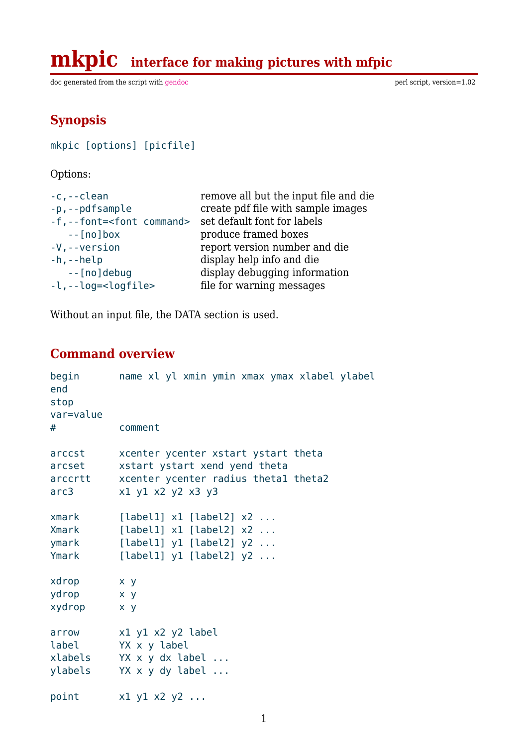# mkpic interface for making pictures with mfpic

doc generated from the script with gendoc    perl script, version=1.02

## Synopsis

```
mkpic [options] [picfile]
```

Options:

| | |
|---|---|
| `-c,--clean` | remove all but the input file and die |
| `-p,--pdfsample` | create pdf file with sample images |
| `-f,--font=<font command>` | set default font for labels |
| `   --[no]box` | produce framed boxes |
| `-V,--version` | report version number and die |
| `-h,--help` | display help info and die |
| `   --[no]debug` | display debugging information |
| `-l,--log=<logfile>` | file for warning messages |

Without an input file, the DATA section is used.

## Command overview

```
begin       name xl yl xmin ymin xmax ymax xlabel ylabel
end
stop
var=value
#           comment

arccst      xcenter ycenter xstart ystart theta
arcset      xstart ystart xend yend theta
arccrtt     xcenter ycenter radius theta1 theta2
arc3        x1 y1 x2 y2 x3 y3

xmark       [label1] x1 [label2] x2 ...
Xmark       [label1] x1 [label2] x2 ...
ymark       [label1] y1 [label2] y2 ...
Ymark       [label1] y1 [label2] y2 ...

xdrop       x y
ydrop       x y
xydrop      x y

arrow       x1 y1 x2 y2 label
label       YX x y label
xlabels     YX x y dx label ...
ylabels     YX x y dy label ...

point       x1 y1 x2 y2 ...
```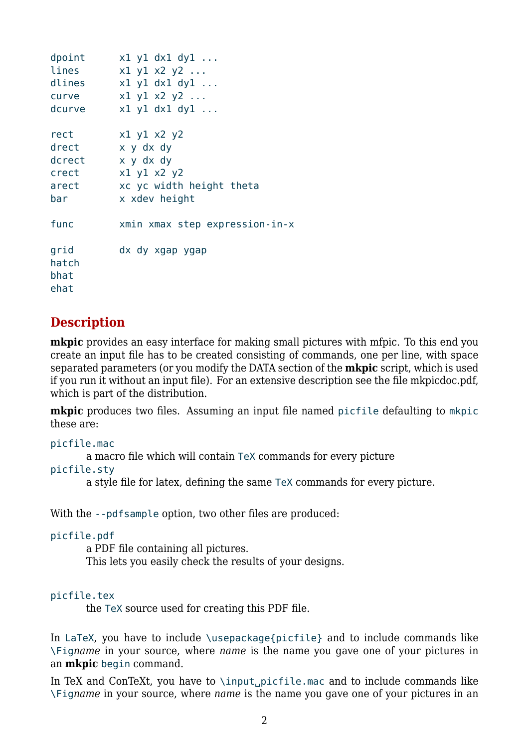```
dpoint      x1 y1 dx1 dy1 ...
lines       x1 y1 x2 y2 ...
dlines      x1 y1 dx1 dy1 ...
curve       x1 y1 x2 y2 ...
dcurve      x1 y1 dx1 dy1 ...

rect        x1 y1 x2 y2
drect       x y dx dy
dcrect      x y dx dy
crect       x1 y1 x2 y2
arect       xc yc width height theta
bar         x xdev height

func        xmin xmax step expression-in-x

grid        dx dy xgap ygap
hatch
bhat
ehat
```

## Description

**mkpic** provides an easy interface for making small pictures with mfpic. To this end you create an input file has to be created consisting of commands, one per line, with space separated parameters (or you modify the DATA section of the **mkpic** script, which is used if you run it without an input file). For an extensive description see the file mkpicdoc.pdf, which is part of the distribution.

**mkpic** produces two files. Assuming an input file named `picfile` defaulting to `mkpic` these are:

`picfile.mac`
: a macro file which will contain `TeX` commands for every picture

`picfile.sty`
: a style file for latex, defining the same `TeX` commands for every picture.

With the `--pdfsample` option, two other files are produced:

`picfile.pdf`
: a PDF file containing all pictures.
  This lets you easily check the results of your designs.

`picfile.tex`
: the `TeX` source used for creating this PDF file.

In `LaTeX`, you have to include `\usepackage{picfile}` and to include commands like `\Fig`*name* in your source, where *name* is the name you gave one of your pictures in an **mkpic** `begin` command.

In TeX and ConTeXt, you have to `\input␣picfile.mac` and to include commands like `\Fig`*name* in your source, where *name* is the name you gave one of your pictures in an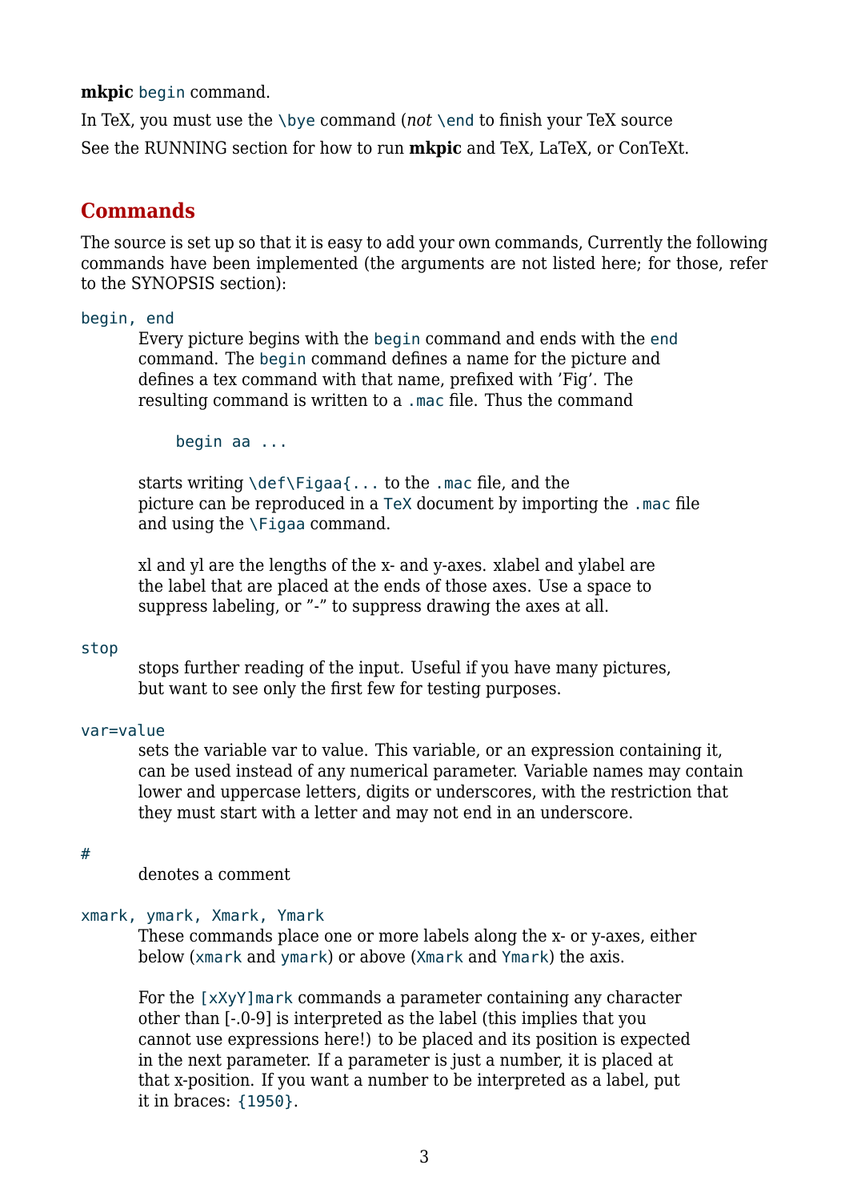**mkpic** `begin` command.

In TeX, you must use the `\bye` command (*not* `\end` to finish your TeX source

See the RUNNING section for how to run **mkpic** and TeX, LaTeX, or ConTeXt.

## Commands

The source is set up so that it is easy to add your own commands, Currently the following commands have been implemented (the arguments are not listed here; for those, refer to the SYNOPSIS section):

`begin, end`

Every picture begins with the `begin` command and ends with the `end` command. The `begin` command defines a name for the picture and defines a tex command with that name, prefixed with 'Fig'. The resulting command is written to a `.mac` file. Thus the command

```
begin aa ...
```

starts writing `\def\Figaa{...` to the `.mac` file, and the picture can be reproduced in a `TeX` document by importing the `.mac` file and using the `\Figaa` command.

xl and yl are the lengths of the x- and y-axes. xlabel and ylabel are the label that are placed at the ends of those axes. Use a space to suppress labeling, or "-" to suppress drawing the axes at all.

`stop`

stops further reading of the input. Useful if you have many pictures, but want to see only the first few for testing purposes.

`var=value`

sets the variable var to value. This variable, or an expression containing it, can be used instead of any numerical parameter. Variable names may contain lower and uppercase letters, digits or underscores, with the restriction that they must start with a letter and may not end in an underscore.

`#`

denotes a comment

`xmark, ymark, Xmark, Ymark`

These commands place one or more labels along the x- or y-axes, either below (`xmark` and `ymark`) or above (`Xmark` and `Ymark`) the axis.

For the `[xXyY]mark` commands a parameter containing any character other than [-.0-9] is interpreted as the label (this implies that you cannot use expressions here!) to be placed and its position is expected in the next parameter. If a parameter is just a number, it is placed at that x-position. If you want a number to be interpreted as a label, put it in braces: `{1950}`.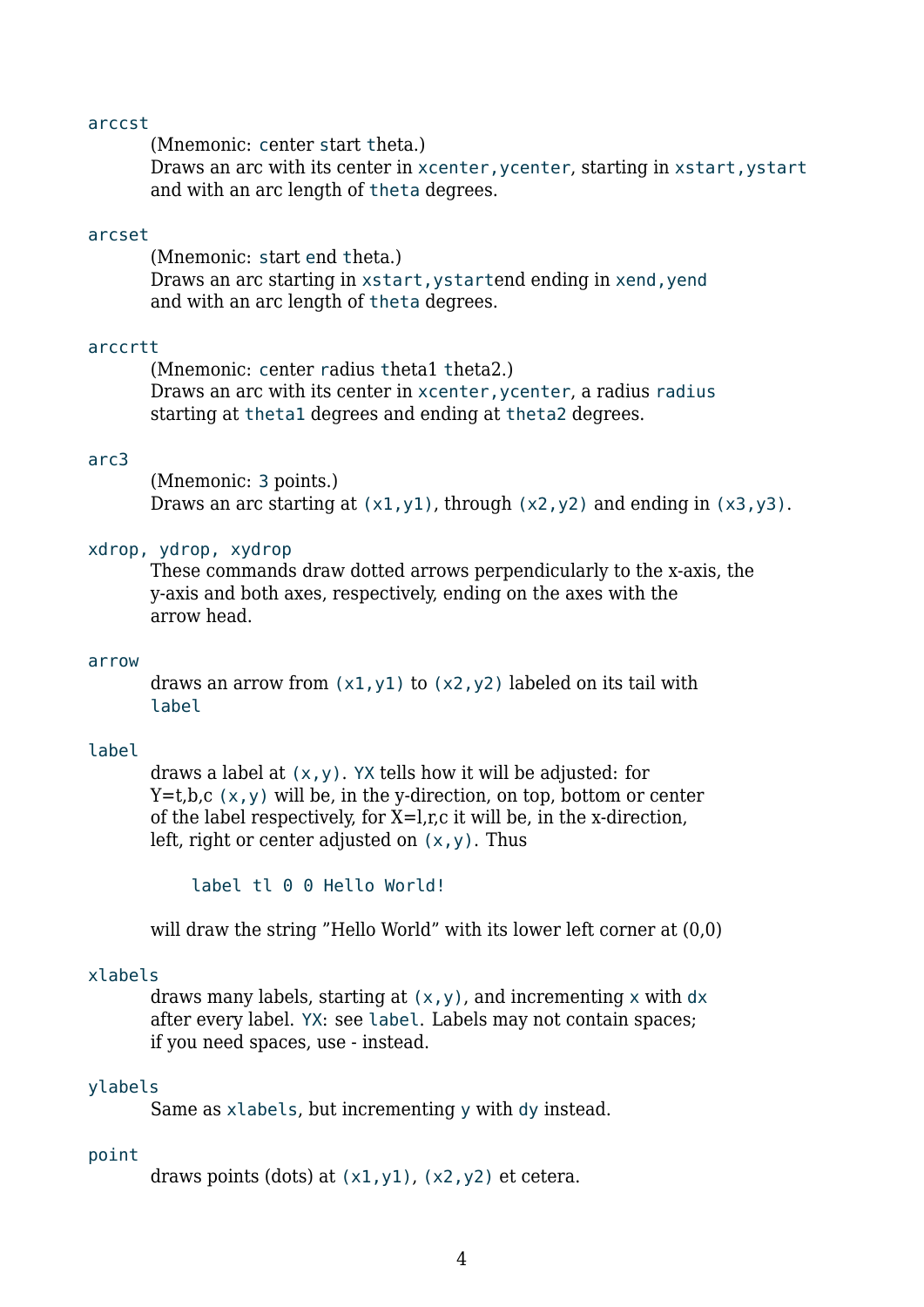`arccst`
: (Mnemonic: **c**enter **s**tart **t**heta.)
  Draws an arc with its center in `xcenter,ycenter`, starting in `xstart,ystart` and with an arc length of `theta` degrees.

`arcset`
: (Mnemonic: **s**tart **e**nd **t**heta.)
  Draws an arc starting in `xstart,ystart`end ending in `xend,yend` and with an arc length of `theta` degrees.

`arccrtt`
: (Mnemonic: **c**enter **r**adius **t**heta1 **t**heta2.)
  Draws an arc with its center in `xcenter,ycenter`, a radius `radius` starting at `theta1` degrees and ending at `theta2` degrees.

`arc3`
: (Mnemonic: `3` points.)
  Draws an arc starting at `(x1,y1)`, through `(x2,y2)` and ending in `(x3,y3)`.

`xdrop, ydrop, xydrop`
: These commands draw dotted arrows perpendicularly to the x-axis, the y-axis and both axes, respectively, ending on the axes with the arrow head.

`arrow`
: draws an arrow from `(x1,y1)` to `(x2,y2)` labeled on its tail with `label`

`label`
: draws a label at `(x,y)`. `YX` tells how it will be adjusted: for Y=t,b,c `(x,y)` will be, in the y-direction, on top, bottom or center of the label respectively, for X=l,r,c it will be, in the x-direction, left, right or center adjusted on `(x,y)`. Thus

  ```
  label tl 0 0 Hello World!
  ```

  will draw the string "Hello World" with its lower left corner at (0,0)

`xlabels`
: draws many labels, starting at `(x,y)`, and incrementing `x` with `dx` after every label. `YX`: see `label`. Labels may not contain spaces; if you need spaces, use - instead.

`ylabels`
: Same as `xlabels`, but incrementing `y` with `dy` instead.

`point`
: draws points (dots) at `(x1,y1)`, `(x2,y2)` et cetera.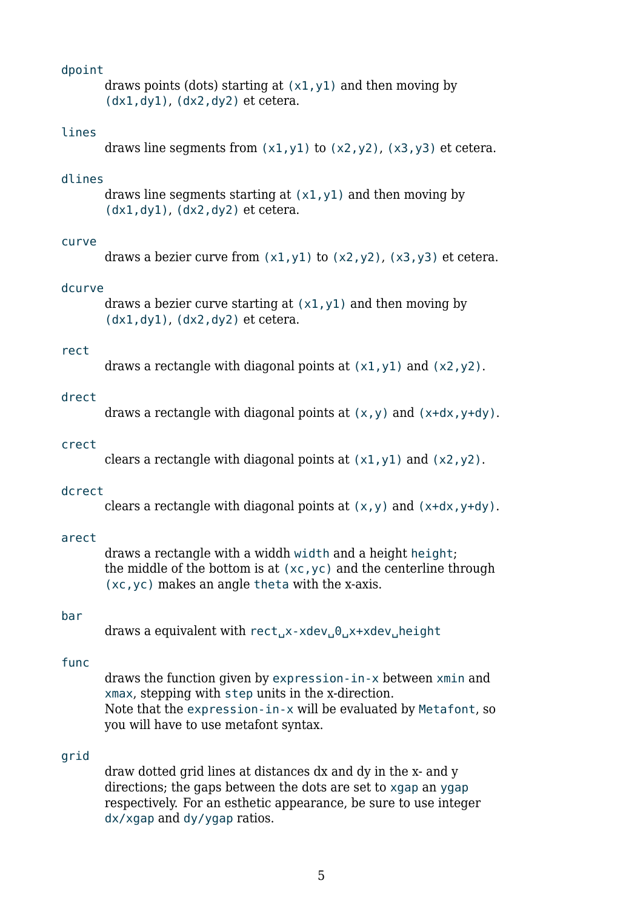`dpoint`
: draws points (dots) starting at `(x1,y1)` and then moving by `(dx1,dy1)`, `(dx2,dy2)` et cetera.

`lines`
: draws line segments from `(x1,y1)` to `(x2,y2)`, `(x3,y3)` et cetera.

`dlines`
: draws line segments starting at `(x1,y1)` and then moving by `(dx1,dy1)`, `(dx2,dy2)` et cetera.

`curve`
: draws a bezier curve from `(x1,y1)` to `(x2,y2)`, `(x3,y3)` et cetera.

`dcurve`
: draws a bezier curve starting at `(x1,y1)` and then moving by `(dx1,dy1)`, `(dx2,dy2)` et cetera.

`rect`
: draws a rectangle with diagonal points at `(x1,y1)` and `(x2,y2)`.

`drect`
: draws a rectangle with diagonal points at `(x,y)` and `(x+dx,y+dy)`.

`crect`
: clears a rectangle with diagonal points at `(x1,y1)` and `(x2,y2)`.

`dcrect`
: clears a rectangle with diagonal points at `(x,y)` and `(x+dx,y+dy)`.

`arect`
: draws a rectangle with a widdh `width` and a height `height`; the middle of the bottom is at `(xc,yc)` and the centerline through `(xc,yc)` makes an angle `theta` with the x-axis.

`bar`
: draws a equivalent with `rect␣x-xdev␣0␣x+xdev␣height`

`func`
: draws the function given by `expression-in-x` between `xmin` and `xmax`, stepping with `step` units in the x-direction. Note that the `expression-in-x` will be evaluated by `Metafont`, so you will have to use metafont syntax.

`grid`
: draw dotted grid lines at distances dx and dy in the x- and y directions; the gaps between the dots are set to `xgap` an `ygap` respectively. For an esthetic appearance, be sure to use integer `dx/xgap` and `dy/ygap` ratios.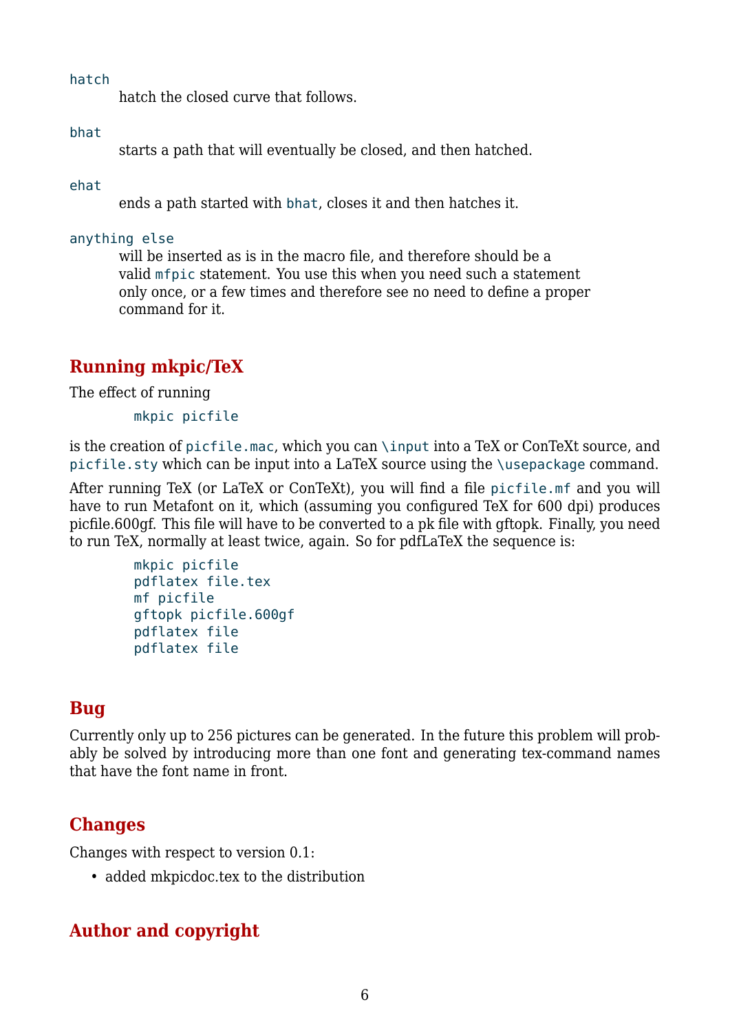`hatch`
: hatch the closed curve that follows.

`bhat`
: starts a path that will eventually be closed, and then hatched.

`ehat`
: ends a path started with `bhat`, closes it and then hatches it.

`anything else`
: will be inserted as is in the macro file, and therefore should be a valid `mfpic` statement. You use this when you need such a statement only once, or a few times and therefore see no need to define a proper command for it.

## Running mkpic/TeX

The effect of running

```
mkpic picfile
```

is the creation of `picfile.mac`, which you can `\input` into a TeX or ConTeXt source, and `picfile.sty` which can be input into a LaTeX source using the `\usepackage` command.

After running TeX (or LaTeX or ConTeXt), you will find a file `picfile.mf` and you will have to run Metafont on it, which (assuming you configured TeX for 600 dpi) produces picfile.600gf. This file will have to be converted to a pk file with gftopk. Finally, you need to run TeX, normally at least twice, again. So for pdfLaTeX the sequence is:

```
mkpic picfile
pdflatex file.tex
mf picfile
gftopk picfile.600gf
pdflatex file
pdflatex file
```

## Bug

Currently only up to 256 pictures can be generated. In the future this problem will probably be solved by introducing more than one font and generating tex-command names that have the font name in front.

## Changes

Changes with respect to version 0.1:

- added mkpicdoc.tex to the distribution

## Author and copyright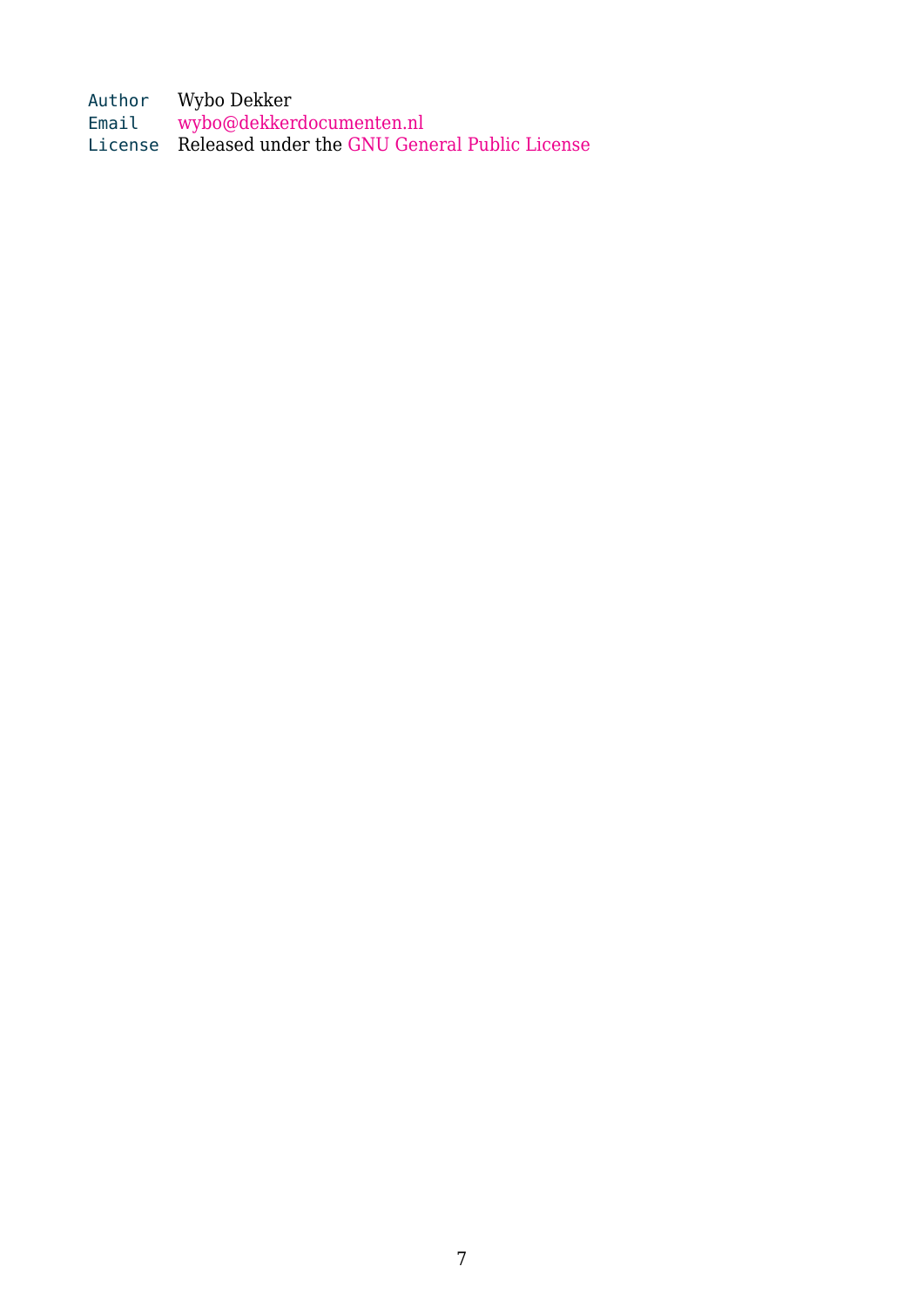| | |
|---|---|
| `Author` | Wybo Dekker |
| `Email` | wybo@dekkerdocumenten.nl |
| `License` | Released under the GNU General Public License |